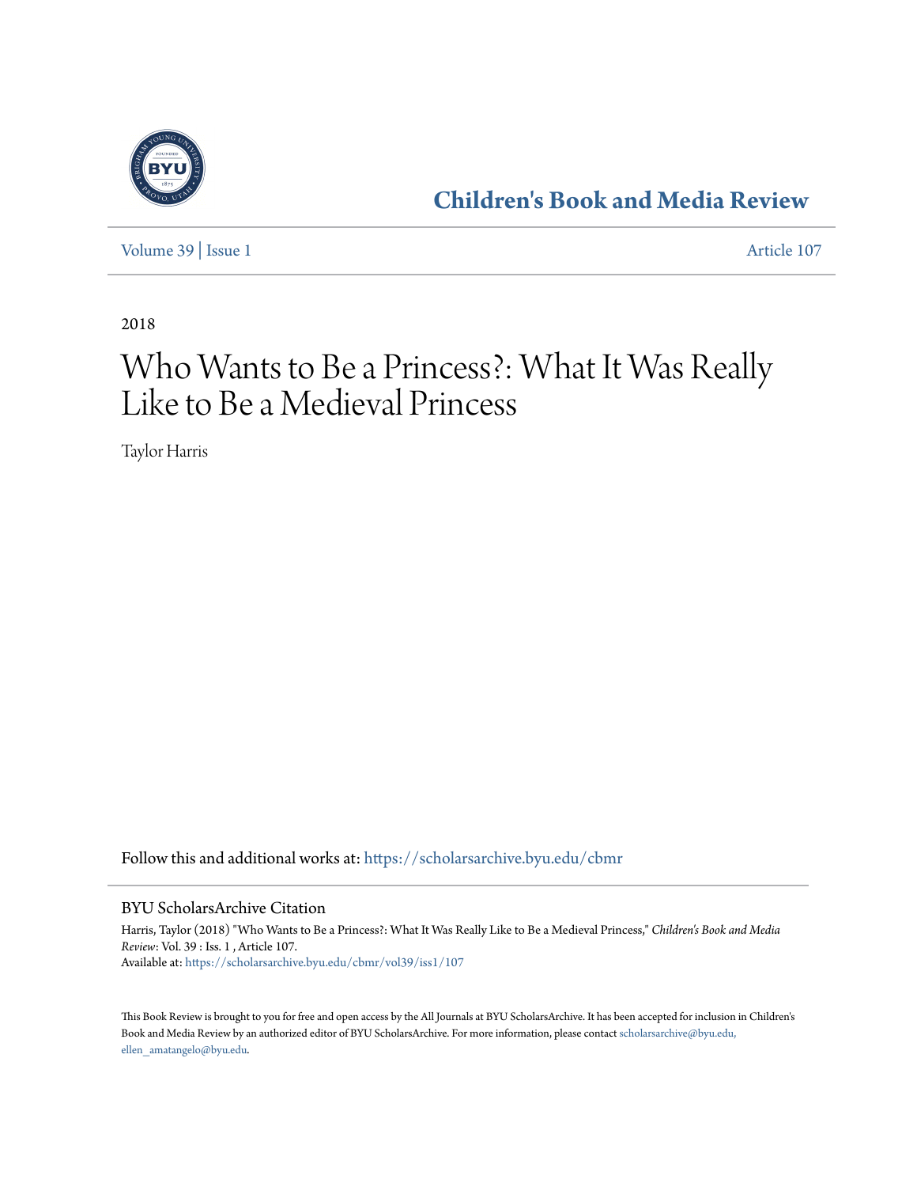# Children's Book and Media Review

Volume 39 | Issue 1 Article 107

2018

# Who Wants to Be a Princess?: What It Was Really Like to Be a Medieval Princess

Taylor Harris

Follow this and additional works at: https://scholarsarchive.byu.edu/cbmr

## BYU ScholarsArchive Citation

Harris, Taylor (2018) "Who Wants to Be a Princess?: What It Was Really Like to Be a Medieval Princess," *Children's Book and Media Review*: Vol. 39 : Iss. 1 , Article 107.
Available at: https://scholarsarchive.byu.edu/cbmr/vol39/iss1/107

This Book Review is brought to you for free and open access by the All Journals at BYU ScholarsArchive. It has been accepted for inclusion in Children's Book and Media Review by an authorized editor of BYU ScholarsArchive. For more information, please contact scholarsarchive@byu.edu, ellen_amatangelo@byu.edu.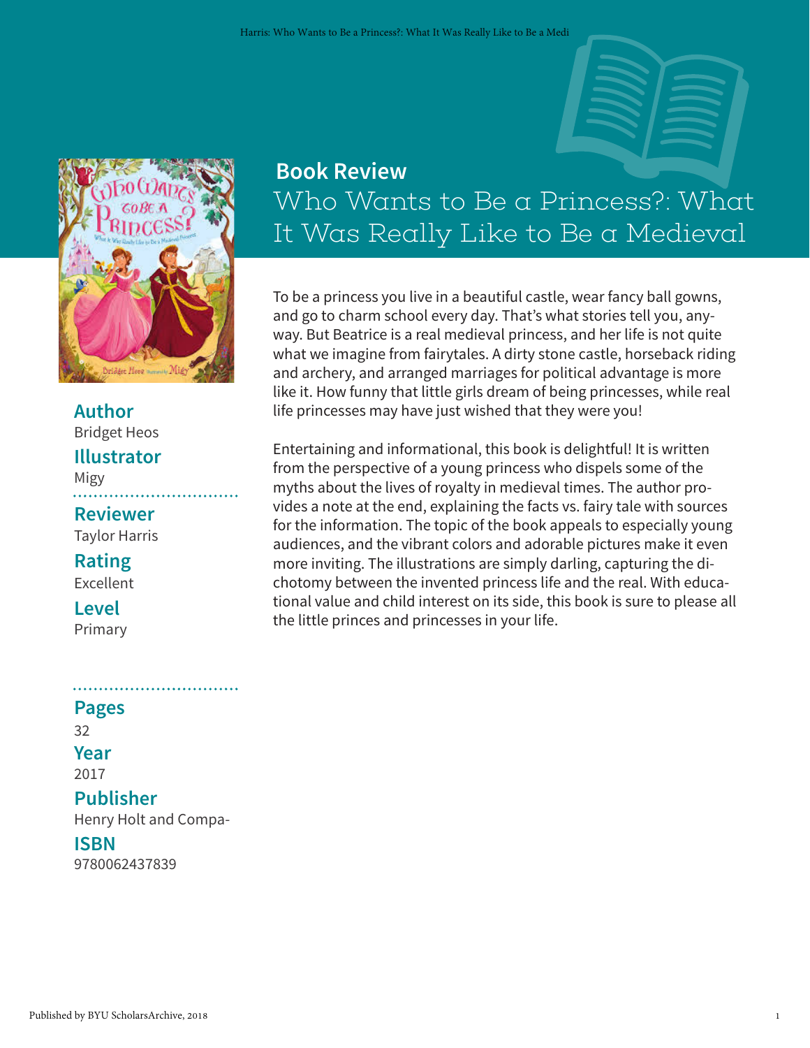# Book Review

## Who Wants to Be a Princess?: What It Was Really Like to Be a Medieval

**Author**
Bridget Heos

**Illustrator**
Migy

**Reviewer**
Taylor Harris

**Rating**
Excellent

**Level**
Primary

**Pages**
32

**Year**
2017

**Publisher**
Henry Holt and Compa-

**ISBN**
9780062437839

To be a princess you live in a beautiful castle, wear fancy ball gowns, and go to charm school every day. That's what stories tell you, anyway. But Beatrice is a real medieval princess, and her life is not quite what we imagine from fairytales. A dirty stone castle, horseback riding and archery, and arranged marriages for political advantage is more like it. How funny that little girls dream of being princesses, while real life princesses may have just wished that they were you!

Entertaining and informational, this book is delightful! It is written from the perspective of a young princess who dispels some of the myths about the lives of royalty in medieval times. The author provides a note at the end, explaining the facts vs. fairy tale with sources for the information. The topic of the book appeals to especially young audiences, and the vibrant colors and adorable pictures make it even more inviting. The illustrations are simply darling, capturing the dichotomy between the invented princess life and the real. With educational value and child interest on its side, this book is sure to please all the little princes and princesses in your life.